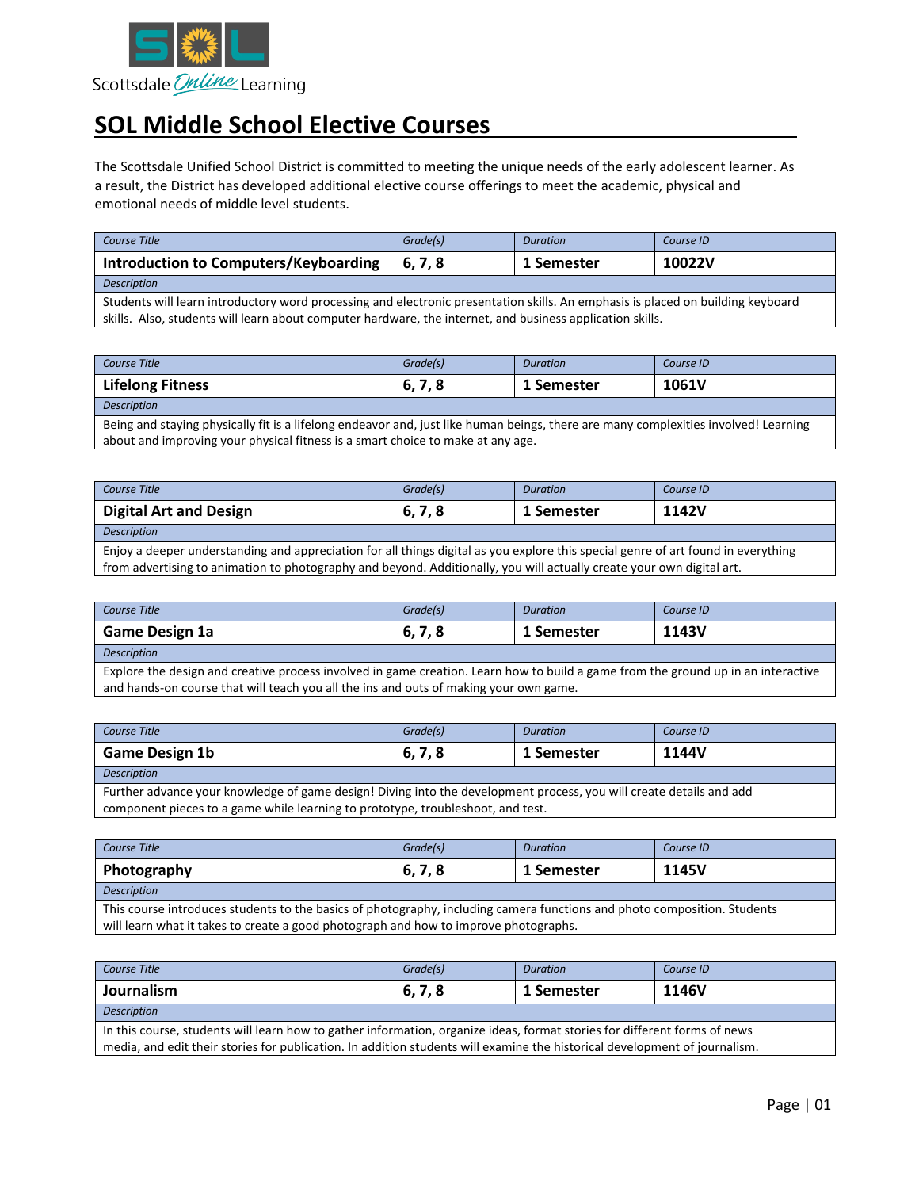Scottsdale Online Learning

# SOL Middle School Elective Courses

The Scottsdale Unified School District is committed to meeting the unique needs of the early adolescent learner. As a result, the District has developed additional elective course offerings to meet the academic, physical and emotional needs of middle level students.

| *Course Title* | *Grade(s)* | *Duration* | *Course ID* |
|---|---|---|---|
| **Introduction to Computers/Keyboarding** | **6, 7, 8** | **1 Semester** | **10022V** |
| *Description* | | | |
| Students will learn introductory word processing and electronic presentation skills. An emphasis is placed on building keyboard skills. Also, students will learn about computer hardware, the internet, and business application skills. | | | |

| *Course Title* | *Grade(s)* | *Duration* | *Course ID* |
|---|---|---|---|
| **Lifelong Fitness** | **6, 7, 8** | **1 Semester** | **1061V** |
| *Description* | | | |
| Being and staying physically fit is a lifelong endeavor and, just like human beings, there are many complexities involved! Learning about and improving your physical fitness is a smart choice to make at any age. | | | |

| *Course Title* | *Grade(s)* | *Duration* | *Course ID* |
|---|---|---|---|
| **Digital Art and Design** | **6, 7, 8** | **1 Semester** | **1142V** |
| *Description* | | | |
| Enjoy a deeper understanding and appreciation for all things digital as you explore this special genre of art found in everything from advertising to animation to photography and beyond. Additionally, you will actually create your own digital art. | | | |

| *Course Title* | *Grade(s)* | *Duration* | *Course ID* |
|---|---|---|---|
| **Game Design 1a** | **6, 7, 8** | **1 Semester** | **1143V** |
| *Description* | | | |
| Explore the design and creative process involved in game creation. Learn how to build a game from the ground up in an interactive and hands-on course that will teach you all the ins and outs of making your own game. | | | |

| *Course Title* | *Grade(s)* | *Duration* | *Course ID* |
|---|---|---|---|
| **Game Design 1b** | **6, 7, 8** | **1 Semester** | **1144V** |
| *Description* | | | |
| Further advance your knowledge of game design! Diving into the development process, you will create details and add component pieces to a game while learning to prototype, troubleshoot, and test. | | | |

| *Course Title* | *Grade(s)* | *Duration* | *Course ID* |
|---|---|---|---|
| **Photography** | **6, 7, 8** | **1 Semester** | **1145V** |
| *Description* | | | |
| This course introduces students to the basics of photography, including camera functions and photo composition. Students will learn what it takes to create a good photograph and how to improve photographs. | | | |

| *Course Title* | *Grade(s)* | *Duration* | *Course ID* |
|---|---|---|---|
| **Journalism** | **6, 7, 8** | **1 Semester** | **1146V** |
| *Description* | | | |
| In this course, students will learn how to gather information, organize ideas, format stories for different forms of news media, and edit their stories for publication. In addition students will examine the historical development of journalism. | | | |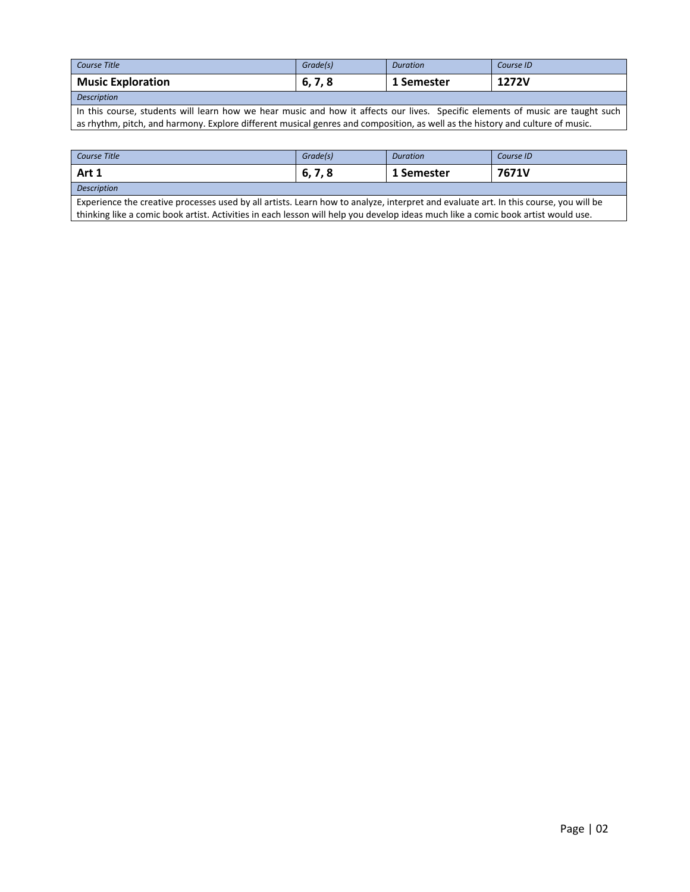| *Course Title* | *Grade(s)* | *Duration* | *Course ID* |
| --- | --- | --- | --- |
| **Music Exploration** | **6, 7, 8** | **1 Semester** | **1272V** |
| *Description* | | | |
| In this course, students will learn how we hear music and how it affects our lives. Specific elements of music are taught such as rhythm, pitch, and harmony. Explore different musical genres and composition, as well as the history and culture of music. | | | |

| *Course Title* | *Grade(s)* | *Duration* | *Course ID* |
| --- | --- | --- | --- |
| **Art 1** | **6, 7, 8** | **1 Semester** | **7671V** |
| *Description* | | | |
| Experience the creative processes used by all artists. Learn how to analyze, interpret and evaluate art. In this course, you will be thinking like a comic book artist. Activities in each lesson will help you develop ideas much like a comic book artist would use. | | | |